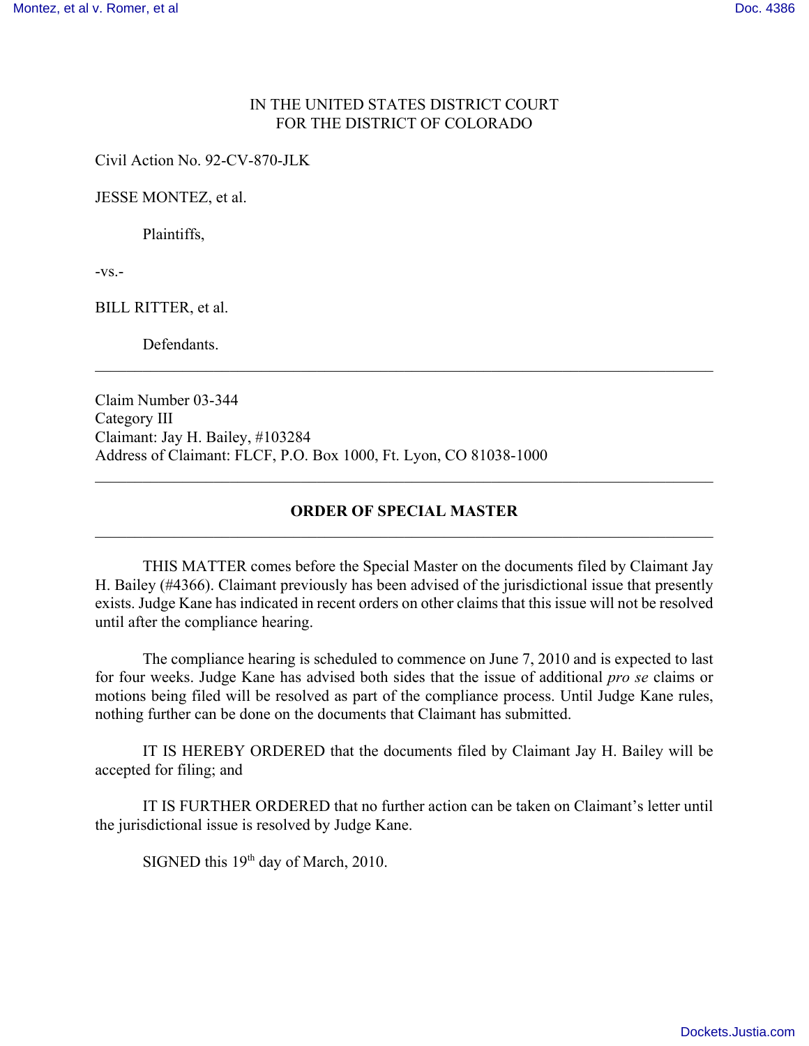IN THE UNITED STATES DISTRICT COURT
FOR THE DISTRICT OF COLORADO

Civil Action No. 92-CV-870-JLK

JESSE MONTEZ, et al.

Plaintiffs,

-vs.-

BILL RITTER, et al.

Defendants.

---

Claim Number 03-344
Category III
Claimant: Jay H. Bailey, #103284
Address of Claimant: FLCF, P.O. Box 1000, Ft. Lyon, CO 81038-1000

---

## ORDER OF SPECIAL MASTER

---

THIS MATTER comes before the Special Master on the documents filed by Claimant Jay H. Bailey (#4366). Claimant previously has been advised of the jurisdictional issue that presently exists. Judge Kane has indicated in recent orders on other claims that this issue will not be resolved until after the compliance hearing.

The compliance hearing is scheduled to commence on June 7, 2010 and is expected to last for four weeks. Judge Kane has advised both sides that the issue of additional *pro se* claims or motions being filed will be resolved as part of the compliance process. Until Judge Kane rules, nothing further can be done on the documents that Claimant has submitted.

IT IS HEREBY ORDERED that the documents filed by Claimant Jay H. Bailey will be accepted for filing; and

IT IS FURTHER ORDERED that no further action can be taken on Claimant's letter until the jurisdictional issue is resolved by Judge Kane.

SIGNED this 19th day of March, 2010.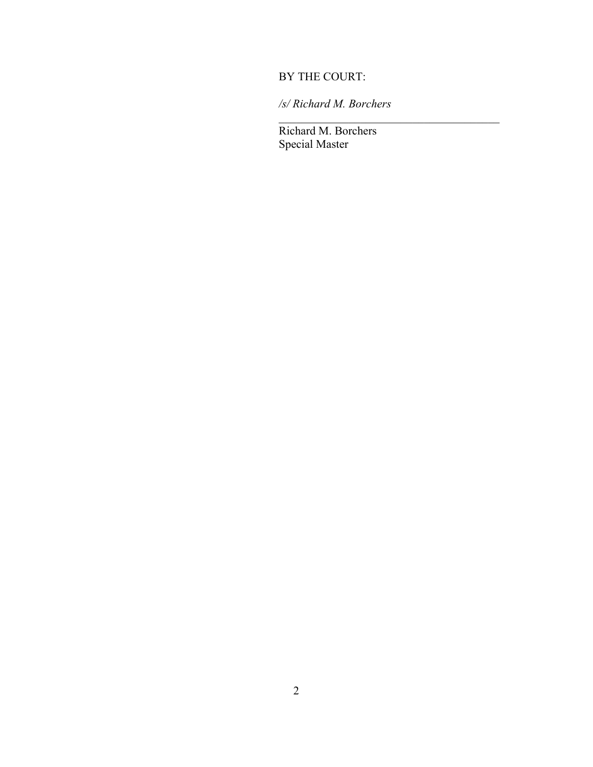BY THE COURT:

*/s/ Richard M. Borchers*

Richard M. Borchers
Special Master